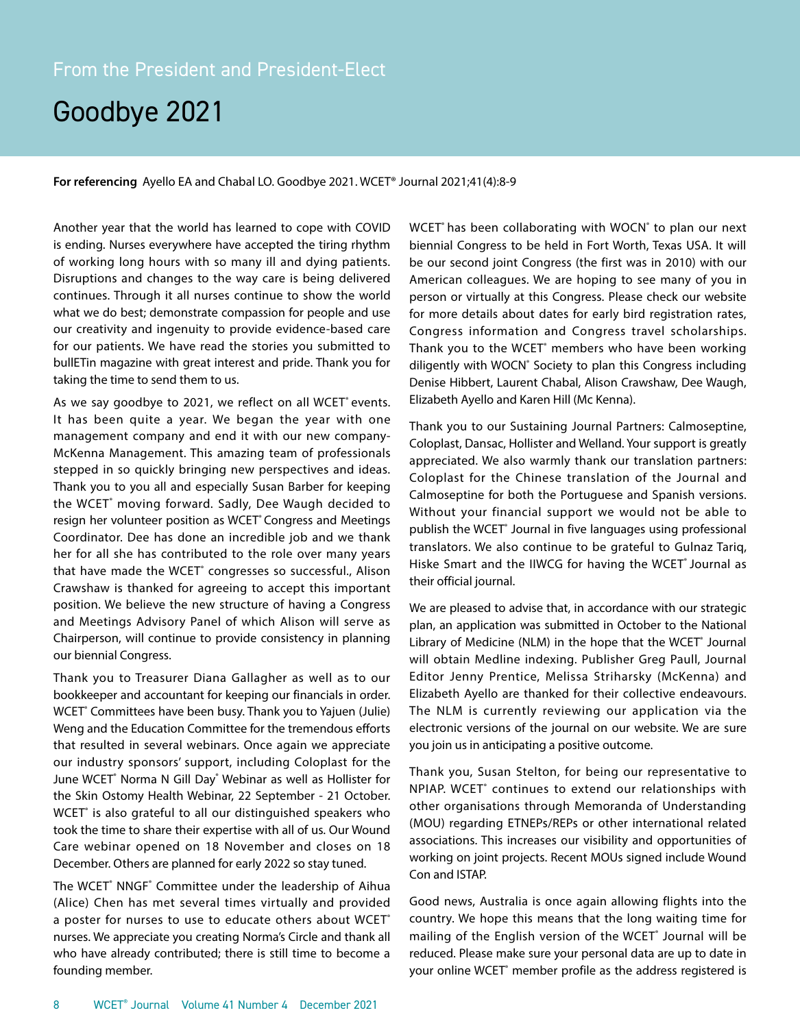From the President and President-Elect

# Goodbye 2021

**For referencing** Ayello EA and Chabal LO. Goodbye 2021. WCET® Journal 2021;41(4):8-9

Another year that the world has learned to cope with COVID is ending. Nurses everywhere have accepted the tiring rhythm of working long hours with so many ill and dying patients. Disruptions and changes to the way care is being delivered continues. Through it all nurses continue to show the world what we do best; demonstrate compassion for people and use our creativity and ingenuity to provide evidence-based care for our patients. We have read the stories you submitted to bullETin magazine with great interest and pride. Thank you for taking the time to send them to us.

As we say goodbye to 2021, we reflect on all WCET® events. It has been quite a year. We began the year with one management company and end it with our new company- McKenna Management. This amazing team of professionals stepped in so quickly bringing new perspectives and ideas. Thank you to you all and especially Susan Barber for keeping the WCET® moving forward. Sadly, Dee Waugh decided to resign her volunteer position as WCET® Congress and Meetings Coordinator. Dee has done an incredible job and we thank her for all she has contributed to the role over many years that have made the WCET® congresses so successful., Alison Crawshaw is thanked for agreeing to accept this important position. We believe the new structure of having a Congress and Meetings Advisory Panel of which Alison will serve as Chairperson, will continue to provide consistency in planning our biennial Congress.

Thank you to Treasurer Diana Gallagher as well as to our bookkeeper and accountant for keeping our financials in order. WCET® Committees have been busy. Thank you to Yajuen (Julie) Weng and the Education Committee for the tremendous efforts that resulted in several webinars. Once again we appreciate our industry sponsors' support, including Coloplast for the June WCET® Norma N Gill Day® Webinar as well as Hollister for the Skin Ostomy Health Webinar, 22 September - 21 October. WCET® is also grateful to all our distinguished speakers who took the time to share their expertise with all of us. Our Wound Care webinar opened on 18 November and closes on 18 December. Others are planned for early 2022 so stay tuned.

The WCET® NNGF® Committee under the leadership of Aihua (Alice) Chen has met several times virtually and provided a poster for nurses to use to educate others about WCET® nurses. We appreciate you creating Norma's Circle and thank all who have already contributed; there is still time to become a founding member.

WCET® has been collaborating with WOCN® to plan our next biennial Congress to be held in Fort Worth, Texas USA. It will be our second joint Congress (the first was in 2010) with our American colleagues. We are hoping to see many of you in person or virtually at this Congress. Please check our website for more details about dates for early bird registration rates, Congress information and Congress travel scholarships. Thank you to the WCET® members who have been working diligently with WOCN® Society to plan this Congress including Denise Hibbert, Laurent Chabal, Alison Crawshaw, Dee Waugh, Elizabeth Ayello and Karen Hill (Mc Kenna).

Thank you to our Sustaining Journal Partners: Calmoseptine, Coloplast, Dansac, Hollister and Welland. Your support is greatly appreciated. We also warmly thank our translation partners: Coloplast for the Chinese translation of the Journal and Calmoseptine for both the Portuguese and Spanish versions. Without your financial support we would not be able to publish the WCET® Journal in five languages using professional translators. We also continue to be grateful to Gulnaz Tariq, Hiske Smart and the IIWCG for having the WCET® Journal as their official journal.

We are pleased to advise that, in accordance with our strategic plan, an application was submitted in October to the National Library of Medicine (NLM) in the hope that the WCET® Journal will obtain Medline indexing. Publisher Greg Paull, Journal Editor Jenny Prentice, Melissa Striharsky (McKenna) and Elizabeth Ayello are thanked for their collective endeavours. The NLM is currently reviewing our application via the electronic versions of the journal on our website. We are sure you join us in anticipating a positive outcome.

Thank you, Susan Stelton, for being our representative to NPIAP. WCET® continues to extend our relationships with other organisations through Memoranda of Understanding (MOU) regarding ETNEPs/REPs or other international related associations. This increases our visibility and opportunities of working on joint projects. Recent MOUs signed include Wound Con and ISTAP.

Good news, Australia is once again allowing flights into the country. We hope this means that the long waiting time for mailing of the English version of the WCET® Journal will be reduced. Please make sure your personal data are up to date in your online WCET® member profile as the address registered is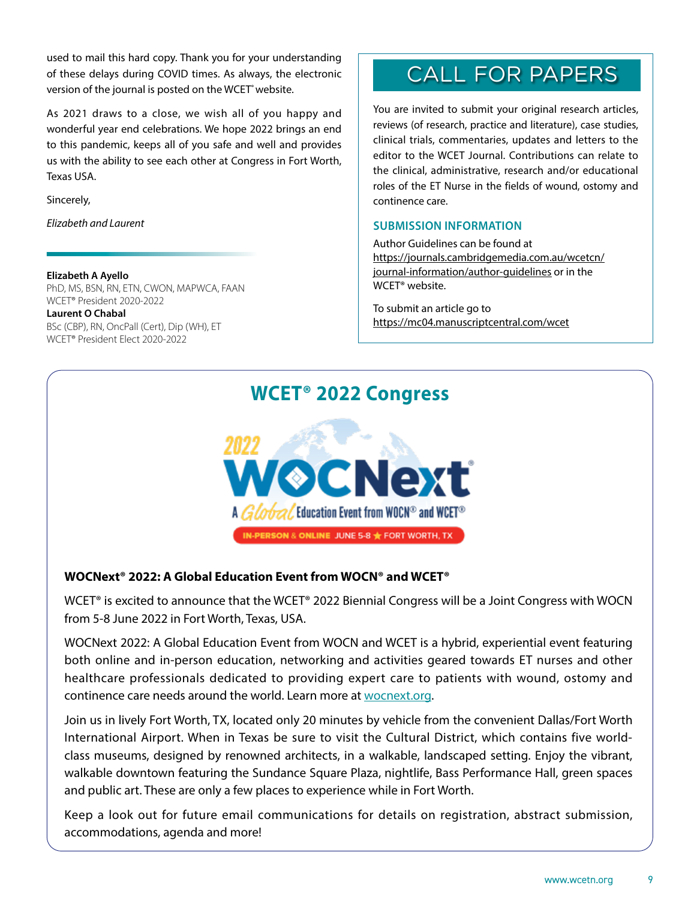used to mail this hard copy. Thank you for your understanding of these delays during COVID times. As always, the electronic version of the journal is posted on the WCET® website.

As 2021 draws to a close, we wish all of you happy and wonderful year end celebrations. We hope 2022 brings an end to this pandemic, keeps all of you safe and well and provides us with the ability to see each other at Congress in Fort Worth, Texas USA.

Sincerely,

*Elizabeth and Laurent*

**Elizabeth A Ayello**
PhD, MS, BSN, RN, ETN, CWON, MAPWCA, FAAN
WCET® President 2020-2022

**Laurent O Chabal**
BSc (CBP), RN, OncPall (Cert), Dip (WH), ET
WCET® President Elect 2020-2022

## CALL FOR PAPERS

You are invited to submit your original research articles, reviews (of research, practice and literature), case studies, clinical trials, commentaries, updates and letters to the editor to the WCET Journal. Contributions can relate to the clinical, administrative, research and/or educational roles of the ET Nurse in the fields of wound, ostomy and continence care.

### SUBMISSION INFORMATION

Author Guidelines can be found at https://journals.cambridgemedia.com.au/wcetcn/journal-information/author-guidelines or in the WCET® website.

To submit an article go to https://mc04.manuscriptcentral.com/wcet

## WCET® 2022 Congress

2022 WOCNext®
A Global Education Event from WOCN® and WCET®
IN-PERSON & ONLINE JUNE 5-8 ★ FORT WORTH, TX

**WOCNext® 2022: A Global Education Event from WOCN® and WCET®**

WCET® is excited to announce that the WCET® 2022 Biennial Congress will be a Joint Congress with WOCN from 5-8 June 2022 in Fort Worth, Texas, USA.

WOCNext 2022: A Global Education Event from WOCN and WCET is a hybrid, experiential event featuring both online and in-person education, networking and activities geared towards ET nurses and other healthcare professionals dedicated to providing expert care to patients with wound, ostomy and continence care needs around the world. Learn more at wocnext.org.

Join us in lively Fort Worth, TX, located only 20 minutes by vehicle from the convenient Dallas/Fort Worth International Airport. When in Texas be sure to visit the Cultural District, which contains five world-class museums, designed by renowned architects, in a walkable, landscaped setting. Enjoy the vibrant, walkable downtown featuring the Sundance Square Plaza, nightlife, Bass Performance Hall, green spaces and public art. These are only a few places to experience while in Fort Worth.

Keep a look out for future email communications for details on registration, abstract submission, accommodations, agenda and more!